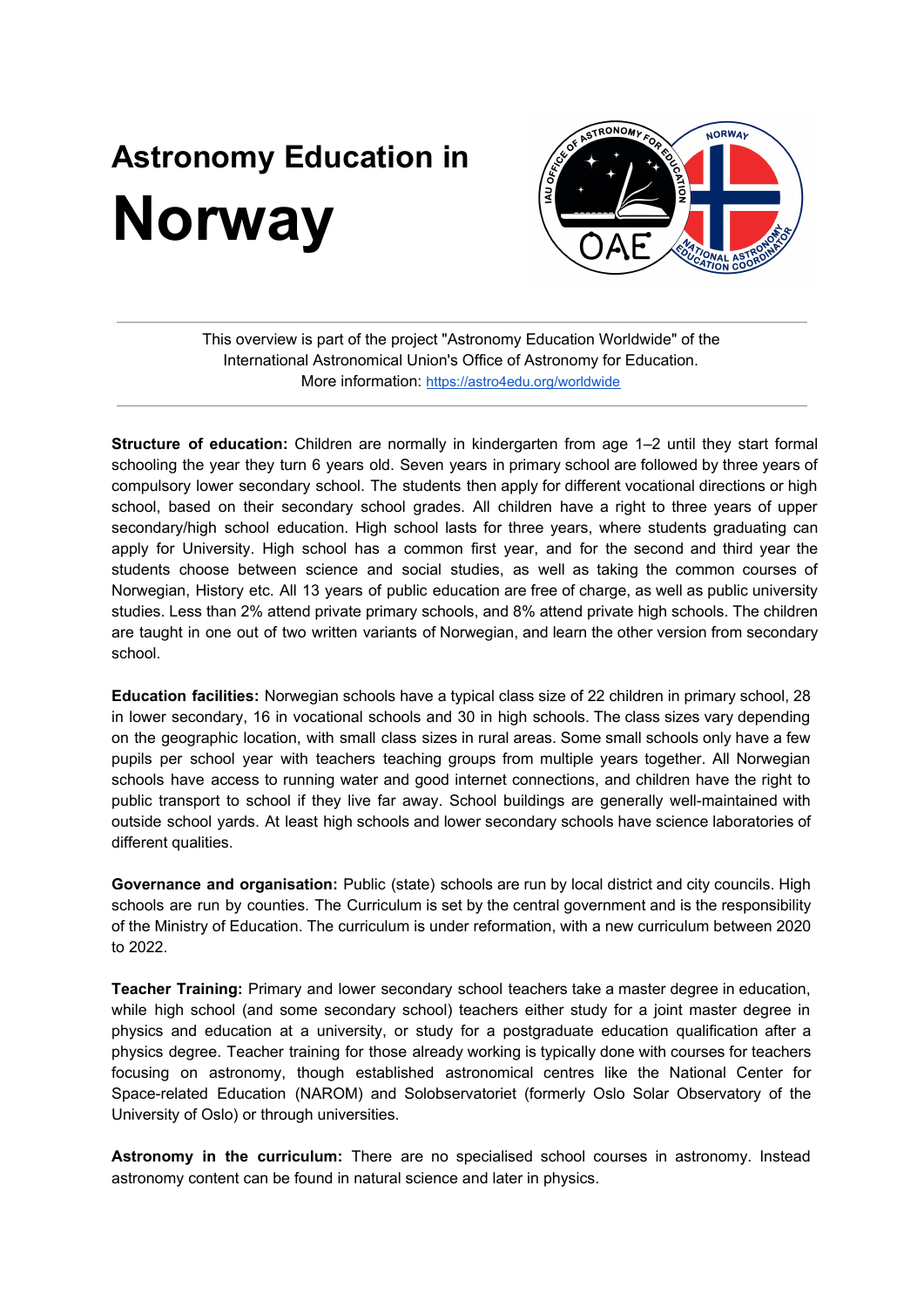# Astronomy Education in Norway

This overview is part of the project "Astronomy Education Worldwide" of the International Astronomical Union's Office of Astronomy for Education.
More information: https://astro4edu.org/worldwide

**Structure of education:** Children are normally in kindergarten from age 1–2 until they start formal schooling the year they turn 6 years old. Seven years in primary school are followed by three years of compulsory lower secondary school. The students then apply for different vocational directions or high school, based on their secondary school grades. All children have a right to three years of upper secondary/high school education. High school lasts for three years, where students graduating can apply for University. High school has a common first year, and for the second and third year the students choose between science and social studies, as well as taking the common courses of Norwegian, History etc. All 13 years of public education are free of charge, as well as public university studies. Less than 2% attend private primary schools, and 8% attend private high schools. The children are taught in one out of two written variants of Norwegian, and learn the other version from secondary school.

**Education facilities:** Norwegian schools have a typical class size of 22 children in primary school, 28 in lower secondary, 16 in vocational schools and 30 in high schools. The class sizes vary depending on the geographic location, with small class sizes in rural areas. Some small schools only have a few pupils per school year with teachers teaching groups from multiple years together. All Norwegian schools have access to running water and good internet connections, and children have the right to public transport to school if they live far away. School buildings are generally well-maintained with outside school yards. At least high schools and lower secondary schools have science laboratories of different qualities.

**Governance and organisation:** Public (state) schools are run by local district and city councils. High schools are run by counties. The Curriculum is set by the central government and is the responsibility of the Ministry of Education. The curriculum is under reformation, with a new curriculum between 2020 to 2022.

**Teacher Training:** Primary and lower secondary school teachers take a master degree in education, while high school (and some secondary school) teachers either study for a joint master degree in physics and education at a university, or study for a postgraduate education qualification after a physics degree. Teacher training for those already working is typically done with courses for teachers focusing on astronomy, though established astronomical centres like the National Center for Space-related Education (NAROM) and Solobservatoriet (formerly Oslo Solar Observatory of the University of Oslo) or through universities.

**Astronomy in the curriculum:** There are no specialised school courses in astronomy. Instead astronomy content can be found in natural science and later in physics.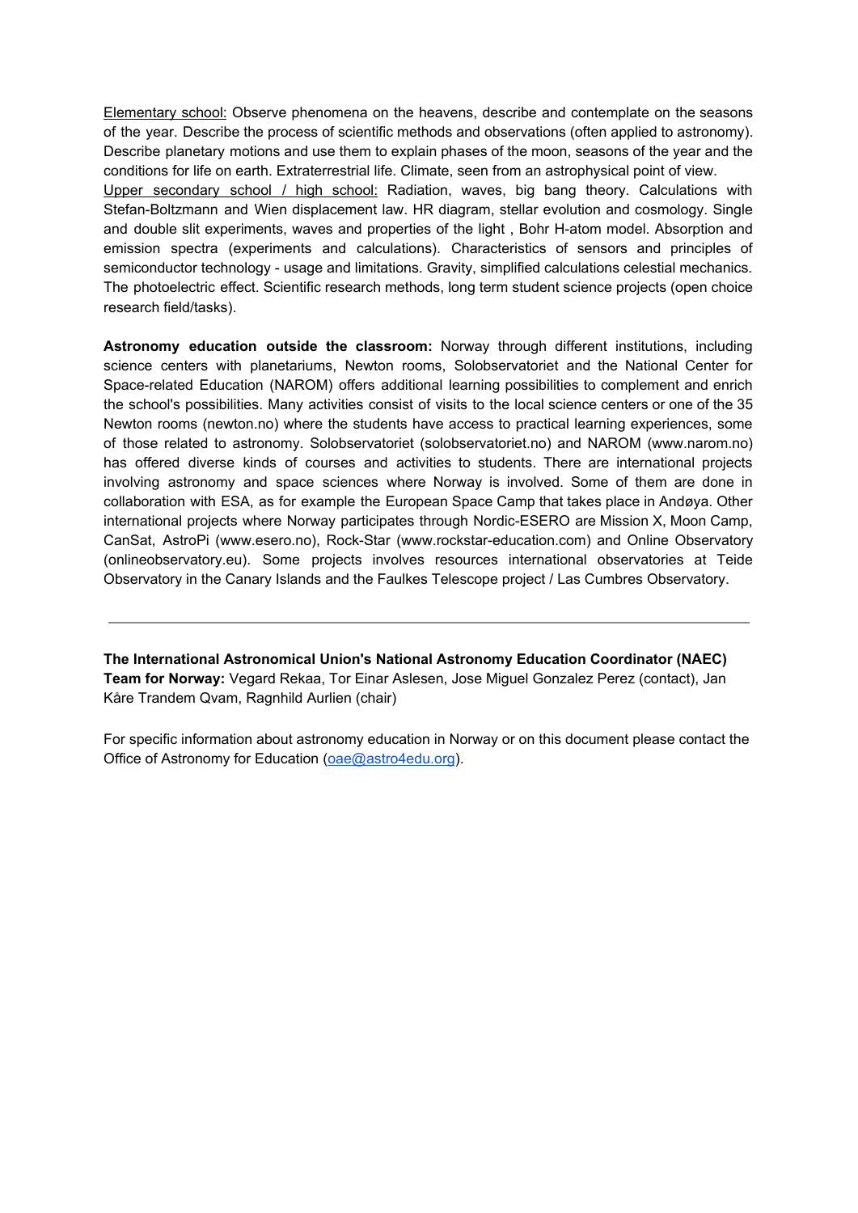<u>Elementary school:</u> Observe phenomena on the heavens, describe and contemplate on the seasons of the year. Describe the process of scientific methods and observations (often applied to astronomy). Describe planetary motions and use them to explain phases of the moon, seasons of the year and the conditions for life on earth. Extraterrestrial life. Climate, seen from an astrophysical point of view.
<u>Upper secondary school / high school:</u> Radiation, waves, big bang theory. Calculations with Stefan-Boltzmann and Wien displacement law. HR diagram, stellar evolution and cosmology. Single and double slit experiments, waves and properties of the light , Bohr H-atom model. Absorption and emission spectra (experiments and calculations). Characteristics of sensors and principles of semiconductor technology - usage and limitations. Gravity, simplified calculations celestial mechanics. The photoelectric effect. Scientific research methods, long term student science projects (open choice research field/tasks).

**Astronomy education outside the classroom:** Norway through different institutions, including science centers with planetariums, Newton rooms, Solobservatoriet and the National Center for Space-related Education (NAROM) offers additional learning possibilities to complement and enrich the school's possibilities. Many activities consist of visits to the local science centers or one of the 35 Newton rooms (newton.no) where the students have access to practical learning experiences, some of those related to astronomy. Solobservatoriet (solobservatoriet.no) and NAROM (www.narom.no) has offered diverse kinds of courses and activities to students. There are international projects involving astronomy and space sciences where Norway is involved. Some of them are done in collaboration with ESA, as for example the European Space Camp that takes place in Andøya. Other international projects where Norway participates through Nordic-ESERO are Mission X, Moon Camp, CanSat, AstroPi (www.esero.no), Rock-Star (www.rockstar-education.com) and Online Observatory (onlineobservatory.eu). Some projects involves resources international observatories at Teide Observatory in the Canary Islands and the Faulkes Telescope project / Las Cumbres Observatory.

---

**The International Astronomical Union's National Astronomy Education Coordinator (NAEC) Team for Norway:** Vegard Rekaa, Tor Einar Aslesen, Jose Miguel Gonzalez Perez (contact), Jan Kåre Trandem Qvam, Ragnhild Aurlien (chair)

For specific information about astronomy education in Norway or on this document please contact the Office of Astronomy for Education (oae@astro4edu.org).